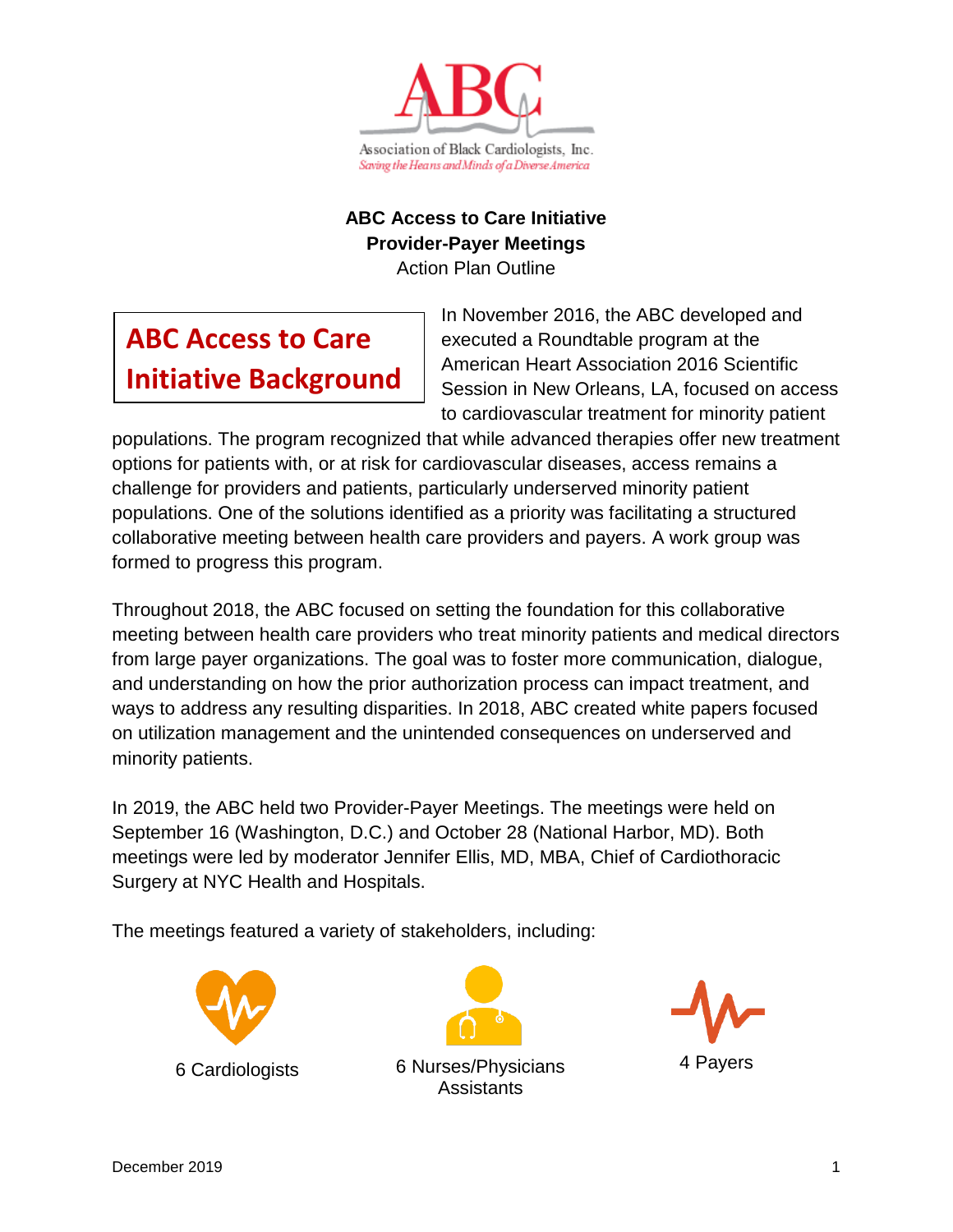Association of Black Cardiologists, Inc.

*Saving the Hearts and Minds of a Diverse America*

**ABC Access to Care Initiative**
**Provider-Payer Meetings**
Action Plan Outline

## ABC Access to Care Initiative Background

In November 2016, the ABC developed and executed a Roundtable program at the American Heart Association 2016 Scientific Session in New Orleans, LA, focused on access to cardiovascular treatment for minority patient populations. The program recognized that while advanced therapies offer new treatment options for patients with, or at risk for cardiovascular diseases, access remains a challenge for providers and patients, particularly underserved minority patient populations. One of the solutions identified as a priority was facilitating a structured collaborative meeting between health care providers and payers. A work group was formed to progress this program.

Throughout 2018, the ABC focused on setting the foundation for this collaborative meeting between health care providers who treat minority patients and medical directors from large payer organizations. The goal was to foster more communication, dialogue, and understanding on how the prior authorization process can impact treatment, and ways to address any resulting disparities. In 2018, ABC created white papers focused on utilization management and the unintended consequences on underserved and minority patients.

In 2019, the ABC held two Provider-Payer Meetings. The meetings were held on September 16 (Washington, D.C.) and October 28 (National Harbor, MD). Both meetings were led by moderator Jennifer Ellis, MD, MBA, Chief of Cardiothoracic Surgery at NYC Health and Hospitals.

The meetings featured a variety of stakeholders, including:

- 6 Cardiologists
- 6 Nurses/Physicians Assistants
- 4 Payers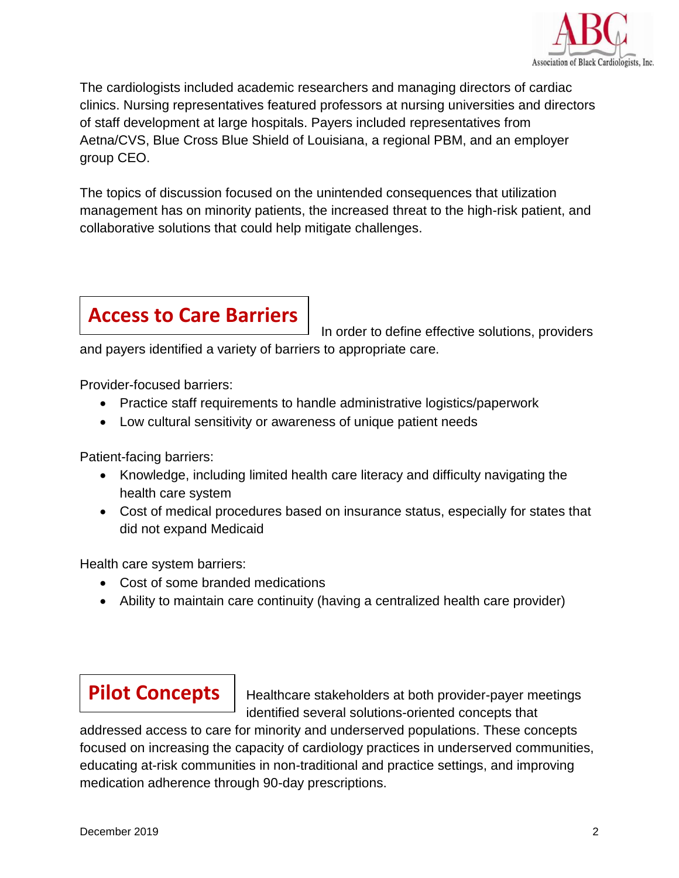The cardiologists included academic researchers and managing directors of cardiac clinics. Nursing representatives featured professors at nursing universities and directors of staff development at large hospitals. Payers included representatives from Aetna/CVS, Blue Cross Blue Shield of Louisiana, a regional PBM, and an employer group CEO.

The topics of discussion focused on the unintended consequences that utilization management has on minority patients, the increased threat to the high-risk patient, and collaborative solutions that could help mitigate challenges.

## Access to Care Barriers

In order to define effective solutions, providers and payers identified a variety of barriers to appropriate care.

Provider-focused barriers:

- Practice staff requirements to handle administrative logistics/paperwork
- Low cultural sensitivity or awareness of unique patient needs

Patient-facing barriers:

- Knowledge, including limited health care literacy and difficulty navigating the health care system
- Cost of medical procedures based on insurance status, especially for states that did not expand Medicaid

Health care system barriers:

- Cost of some branded medications
- Ability to maintain care continuity (having a centralized health care provider)

## Pilot Concepts

Healthcare stakeholders at both provider-payer meetings identified several solutions-oriented concepts that addressed access to care for minority and underserved populations. These concepts focused on increasing the capacity of cardiology practices in underserved communities, educating at-risk communities in non-traditional and practice settings, and improving medication adherence through 90-day prescriptions.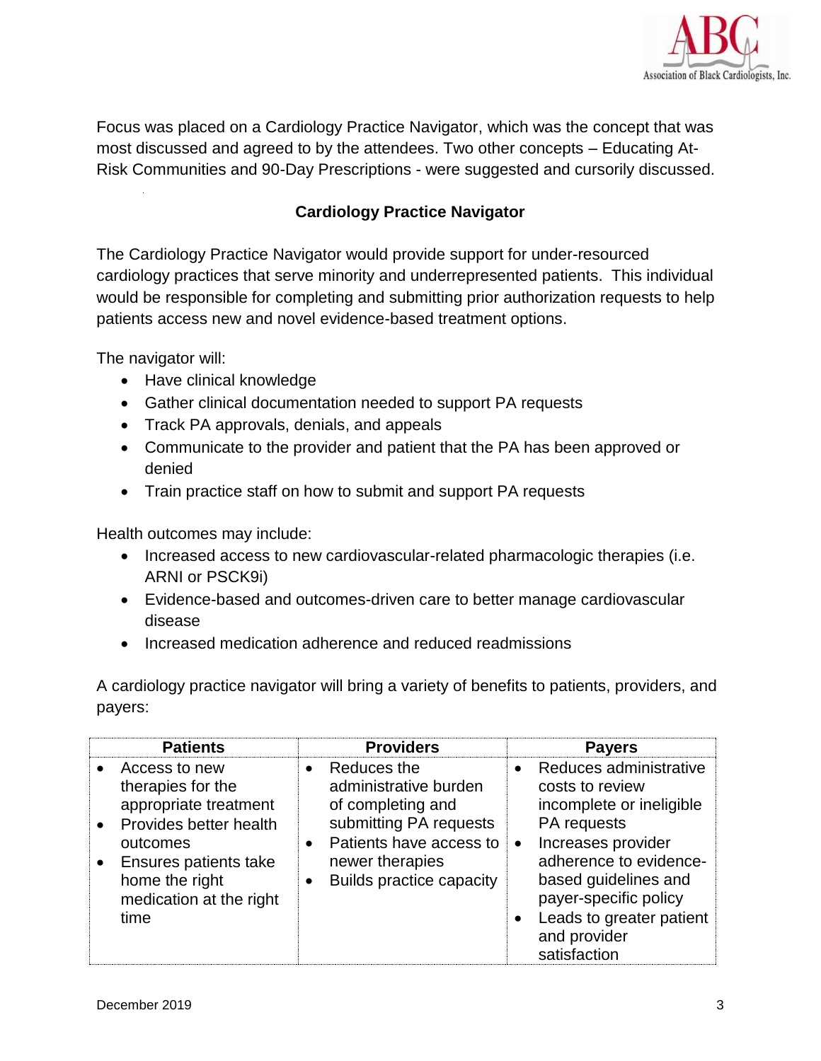Focus was placed on a Cardiology Practice Navigator, which was the concept that was most discussed and agreed to by the attendees. Two other concepts – Educating At-Risk Communities and 90-Day Prescriptions - were suggested and cursorily discussed.

### Cardiology Practice Navigator

The Cardiology Practice Navigator would provide support for under-resourced cardiology practices that serve minority and underrepresented patients. This individual would be responsible for completing and submitting prior authorization requests to help patients access new and novel evidence-based treatment options.

The navigator will:

- Have clinical knowledge
- Gather clinical documentation needed to support PA requests
- Track PA approvals, denials, and appeals
- Communicate to the provider and patient that the PA has been approved or denied
- Train practice staff on how to submit and support PA requests

Health outcomes may include:

- Increased access to new cardiovascular-related pharmacologic therapies (i.e. ARNI or PSCK9i)
- Evidence-based and outcomes-driven care to better manage cardiovascular disease
- Increased medication adherence and reduced readmissions

A cardiology practice navigator will bring a variety of benefits to patients, providers, and payers:

| Patients | Providers | Payers |
| --- | --- | --- |
| • Access to new therapies for the appropriate treatment<br>• Provides better health outcomes<br>• Ensures patients take home the right medication at the right time | • Reduces the administrative burden of completing and submitting PA requests<br>• Patients have access to newer therapies<br>• Builds practice capacity | • Reduces administrative costs to review incomplete or ineligible PA requests<br>• Increases provider adherence to evidence-based guidelines and payer-specific policy<br>• Leads to greater patient and provider satisfaction |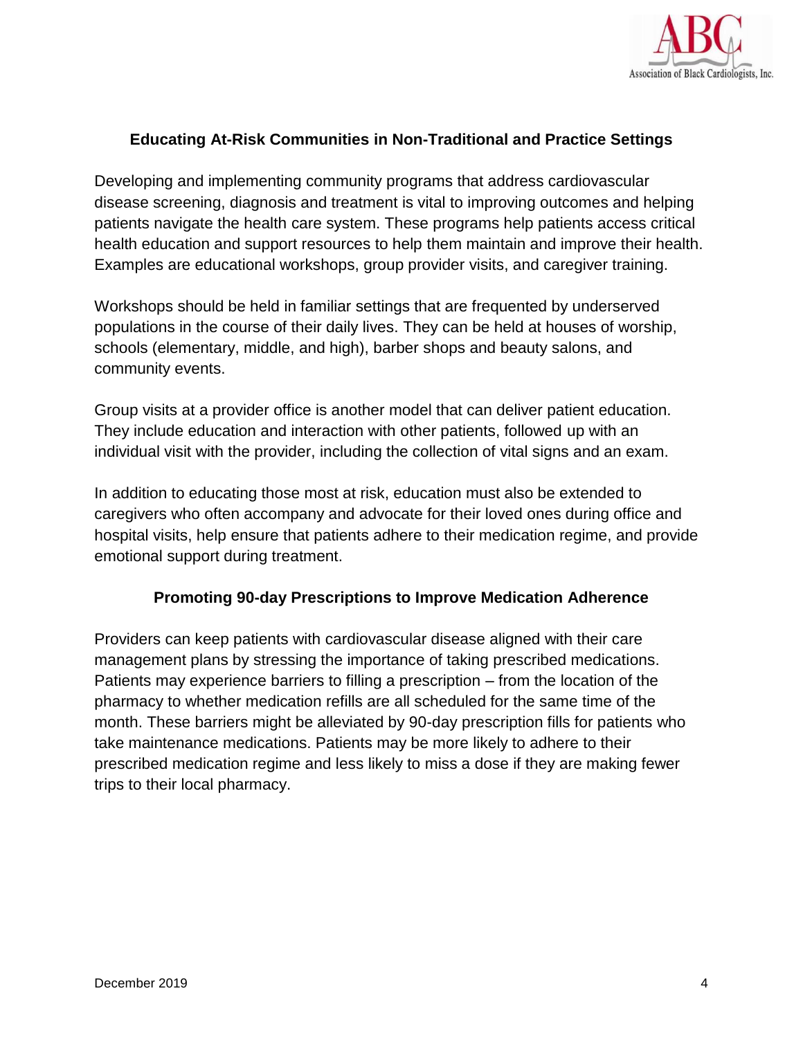## Educating At-Risk Communities in Non-Traditional and Practice Settings

Developing and implementing community programs that address cardiovascular disease screening, diagnosis and treatment is vital to improving outcomes and helping patients navigate the health care system. These programs help patients access critical health education and support resources to help them maintain and improve their health. Examples are educational workshops, group provider visits, and caregiver training.

Workshops should be held in familiar settings that are frequented by underserved populations in the course of their daily lives. They can be held at houses of worship, schools (elementary, middle, and high), barber shops and beauty salons, and community events.

Group visits at a provider office is another model that can deliver patient education. They include education and interaction with other patients, followed up with an individual visit with the provider, including the collection of vital signs and an exam.

In addition to educating those most at risk, education must also be extended to caregivers who often accompany and advocate for their loved ones during office and hospital visits, help ensure that patients adhere to their medication regime, and provide emotional support during treatment.

## Promoting 90-day Prescriptions to Improve Medication Adherence

Providers can keep patients with cardiovascular disease aligned with their care management plans by stressing the importance of taking prescribed medications. Patients may experience barriers to filling a prescription – from the location of the pharmacy to whether medication refills are all scheduled for the same time of the month. These barriers might be alleviated by 90-day prescription fills for patients who take maintenance medications. Patients may be more likely to adhere to their prescribed medication regime and less likely to miss a dose if they are making fewer trips to their local pharmacy.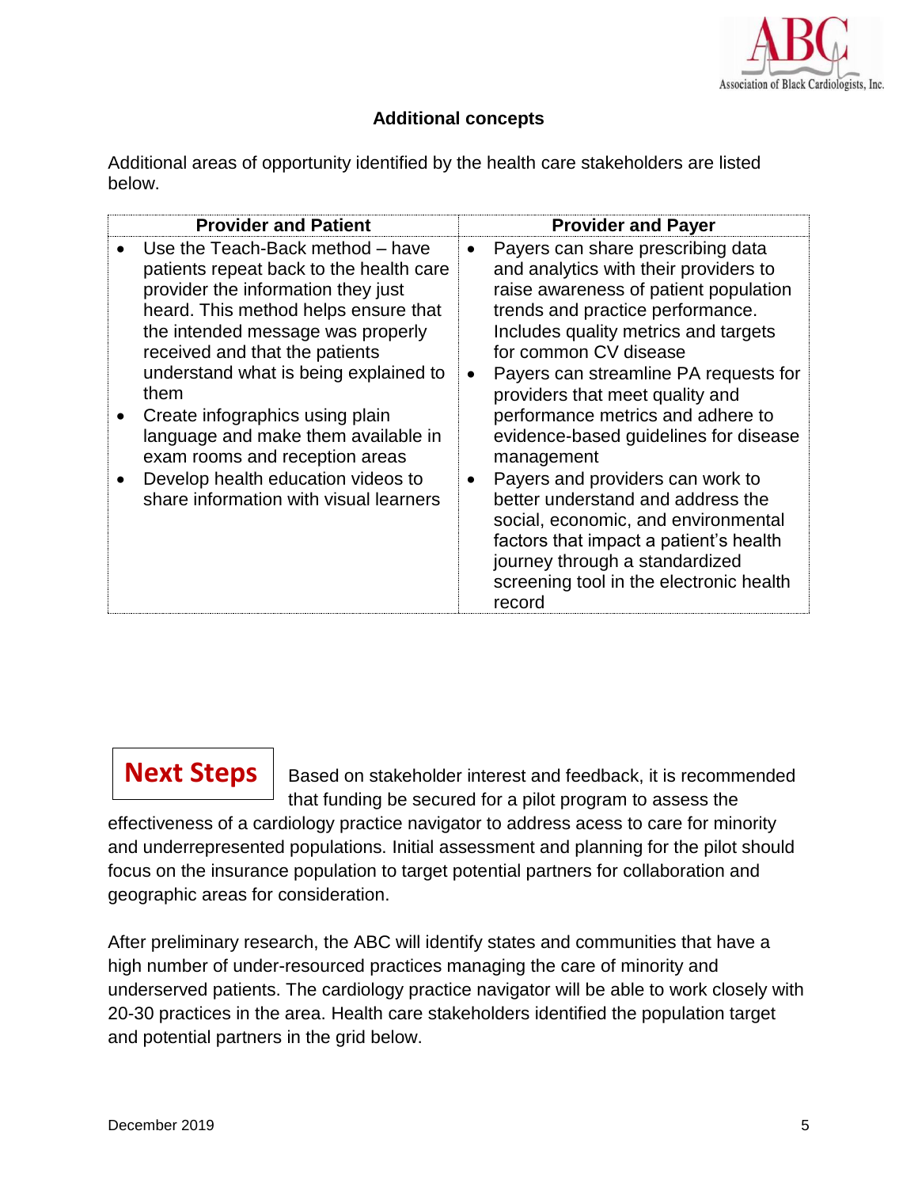## Additional concepts

Additional areas of opportunity identified by the health care stakeholders are listed below.

| Provider and Patient | Provider and Payer |
|---|---|
| • Use the Teach-Back method – have patients repeat back to the health care provider the information they just heard. This method helps ensure that the intended message was properly received and that the patients understand what is being explained to them<br>• Create infographics using plain language and make them available in exam rooms and reception areas<br>• Develop health education videos to share information with visual learners | • Payers can share prescribing data and analytics with their providers to raise awareness of patient population trends and practice performance. Includes quality metrics and targets for common CV disease<br>• Payers can streamline PA requests for providers that meet quality and performance metrics and adhere to evidence-based guidelines for disease management<br>• Payers and providers can work to better understand and address the social, economic, and environmental factors that impact a patient's health journey through a standardized screening tool in the electronic health record |

## Next Steps

Based on stakeholder interest and feedback, it is recommended that funding be secured for a pilot program to assess the effectiveness of a cardiology practice navigator to address acess to care for minority and underrepresented populations. Initial assessment and planning for the pilot should focus on the insurance population to target potential partners for collaboration and geographic areas for consideration.

After preliminary research, the ABC will identify states and communities that have a high number of under-resourced practices managing the care of minority and underserved patients. The cardiology practice navigator will be able to work closely with 20-30 practices in the area. Health care stakeholders identified the population target and potential partners in the grid below.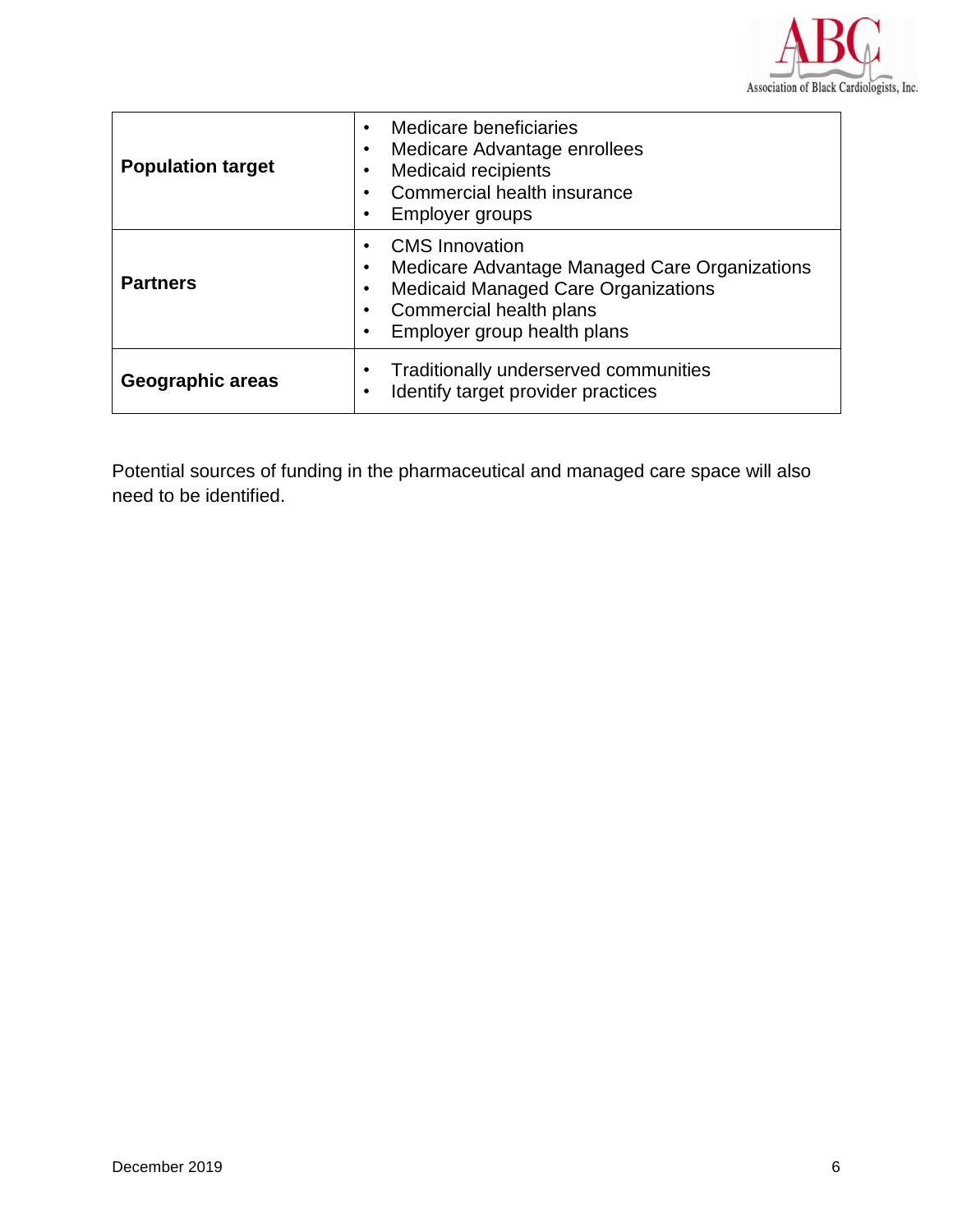| | |
|---|---|
| **Population target** | • Medicare beneficiaries<br>• Medicare Advantage enrollees<br>• Medicaid recipients<br>• Commercial health insurance<br>• Employer groups |
| **Partners** | • CMS Innovation<br>• Medicare Advantage Managed Care Organizations<br>• Medicaid Managed Care Organizations<br>• Commercial health plans<br>• Employer group health plans |
| **Geographic areas** | • Traditionally underserved communities<br>• Identify target provider practices |

Potential sources of funding in the pharmaceutical and managed care space will also need to be identified.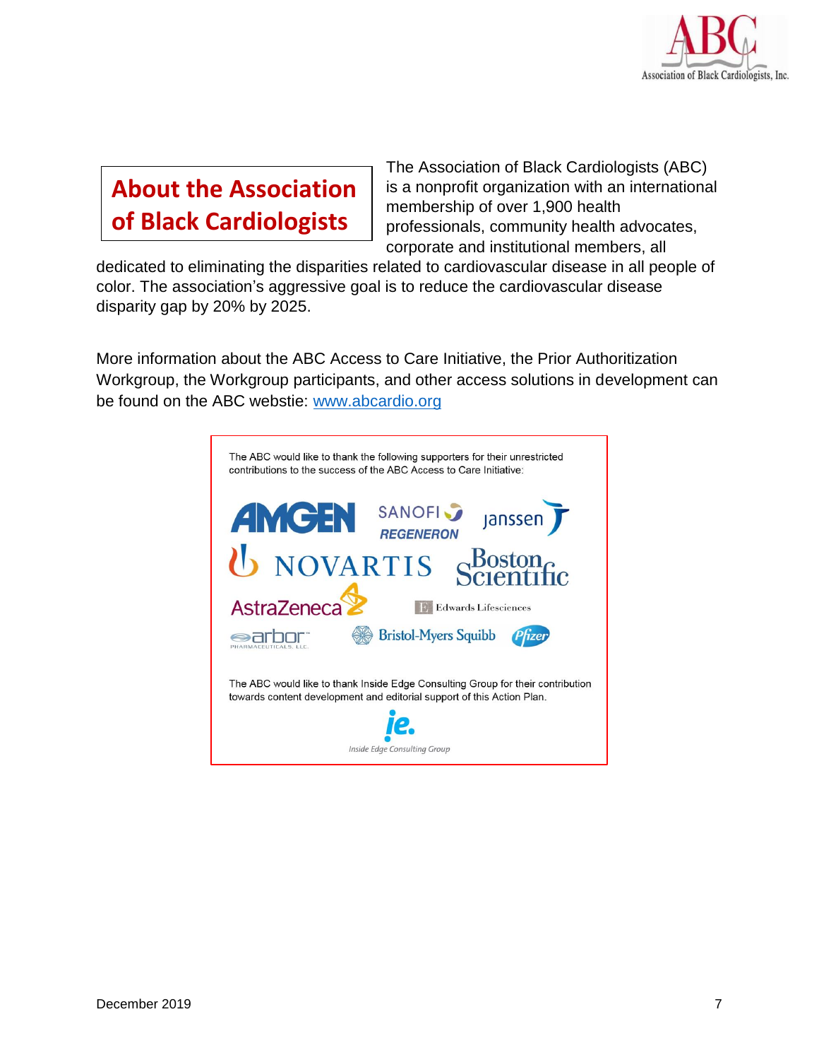## About the Association of Black Cardiologists

The Association of Black Cardiologists (ABC) is a nonprofit organization with an international membership of over 1,900 health professionals, community health advocates, corporate and institutional members, all dedicated to eliminating the disparities related to cardiovascular disease in all people of color. The association's aggressive goal is to reduce the cardiovascular disease disparity gap by 20% by 2025.

More information about the ABC Access to Care Initiative, the Prior Authoritization Workgroup, the Workgroup participants, and other access solutions in development can be found on the ABC webstie: www.abcardio.org

The ABC would like to thank the following supporters for their unrestricted contributions to the success of the ABC Access to Care Initiative:

AMGEN, SANOFI REGENERON, Janssen, NOVARTIS, Boston Scientific, AstraZeneca, Edwards Lifesciences, arbor Pharmaceuticals, LLC, Bristol-Myers Squibb, Pfizer

The ABC would like to thank Inside Edge Consulting Group for their contribution towards content development and editorial support of this Action Plan.

Inside Edge Consulting Group